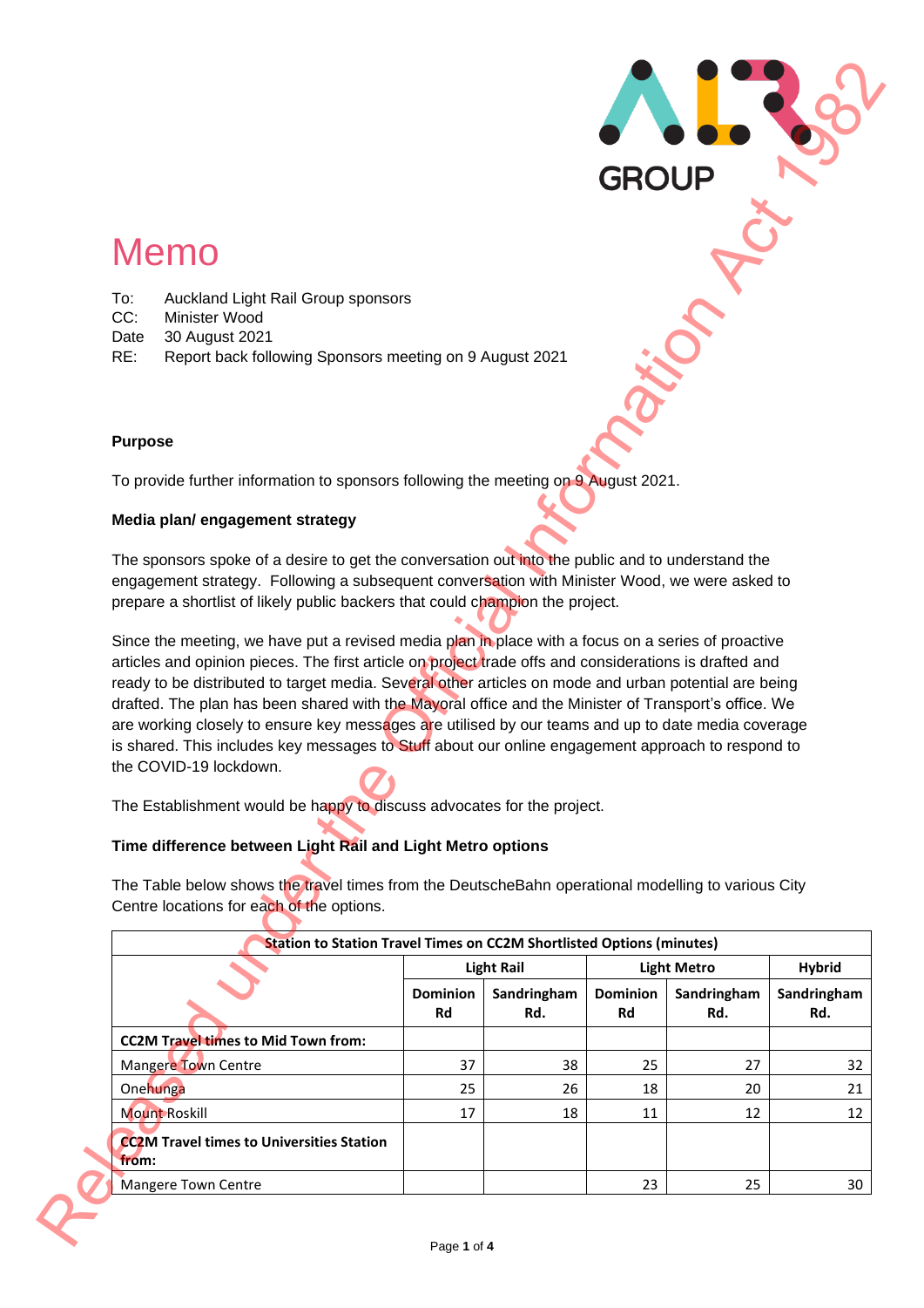# Memo

To: Auckland Light Rail Group sponsors
CC: Minister Wood
Date 30 August 2021
RE: Report back following Sponsors meeting on 9 August 2021

**Purpose**

To provide further information to sponsors following the meeting on 9 August 2021.

**Media plan/ engagement strategy**

The sponsors spoke of a desire to get the conversation out into the public and to understand the engagement strategy. Following a subsequent conversation with Minister Wood, we were asked to prepare a shortlist of likely public backers that could champion the project.

Since the meeting, we have put a revised media plan in place with a focus on a series of proactive articles and opinion pieces. The first article on project trade offs and considerations is drafted and ready to be distributed to target media. Several other articles on mode and urban potential are being drafted. The plan has been shared with the Mayoral office and the Minister of Transport's office. We are working closely to ensure key messages are utilised by our teams and up to date media coverage is shared. This includes key messages to Stuff about our online engagement approach to respond to the COVID-19 lockdown.

The Establishment would be happy to discuss advocates for the project.

**Time difference between Light Rail and Light Metro options**

The Table below shows the travel times from the DeutscheBahn operational modelling to various City Centre locations for each of the options.

| Station to Station Travel Times on CC2M Shortlisted Options (minutes) | | | | | |
|---|---|---|---|---|---|
| | Light Rail | | Light Metro | | Hybrid |
| | Dominion Rd | Sandringham Rd. | Dominion Rd | Sandringham Rd. | Sandringham Rd. |
| **CC2M Travel times to Mid Town from:** | | | | | |
| Mangere Town Centre | 37 | 38 | 25 | 27 | 32 |
| Onehunga | 25 | 26 | 18 | 20 | 21 |
| Mount Roskill | 17 | 18 | 11 | 12 | 12 |
| **CC2M Travel times to Universities Station from:** | | | | | |
| Mangere Town Centre | | | 23 | 25 | 30 |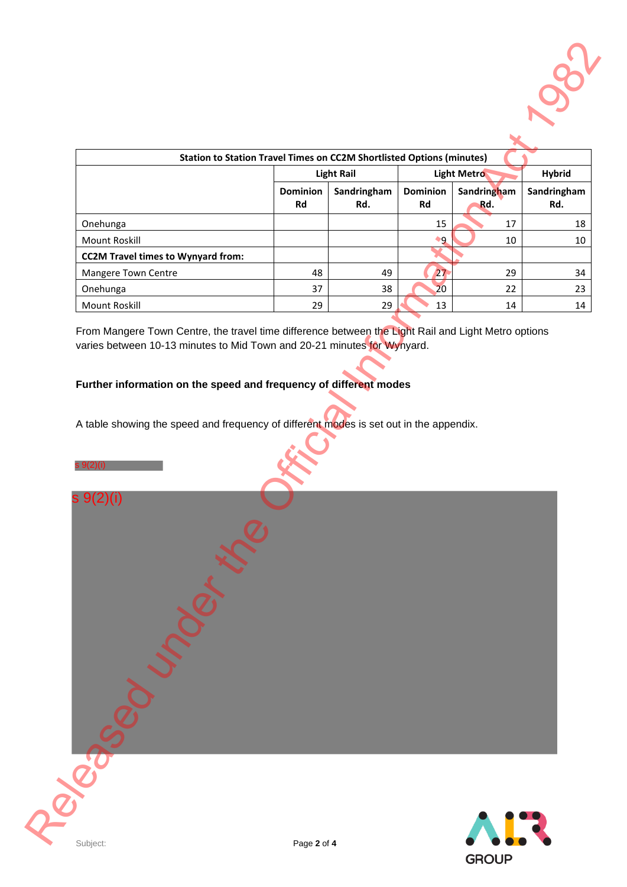| Station to Station Travel Times on CC2M Shortlisted Options (minutes) | | | | | |
|---|---|---|---|---|---|
| | Light Rail | | Light Metro | | Hybrid |
| | Dominion Rd | Sandringham Rd. | Dominion Rd | Sandringham Rd. | Sandringham Rd. |
| Onehunga | | | 15 | 17 | 18 |
| Mount Roskill | | | 9 | 10 | 10 |
| **CC2M Travel times to Wynyard from:** | | | | | |
| Mangere Town Centre | 48 | 49 | 27 | 29 | 34 |
| Onehunga | 37 | 38 | 20 | 22 | 23 |
| Mount Roskill | 29 | 29 | 13 | 14 | 14 |

From Mangere Town Centre, the travel time difference between the Light Rail and Light Metro options varies between 10-13 minutes to Mid Town and 20-21 minutes for Wynyard.

**Further information on the speed and frequency of different modes**

A table showing the speed and frequency of different modes is set out in the appendix.

s 9(2)(i)

s 9(2)(i)

Released under the Official Information Act 1982

Subject: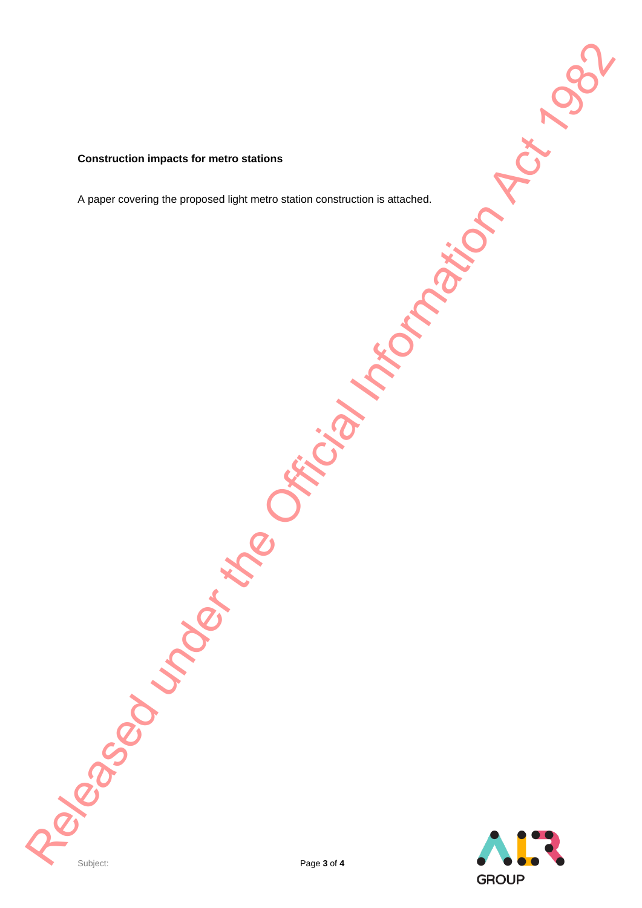**Construction impacts for metro stations**

A paper covering the proposed light metro station construction is attached.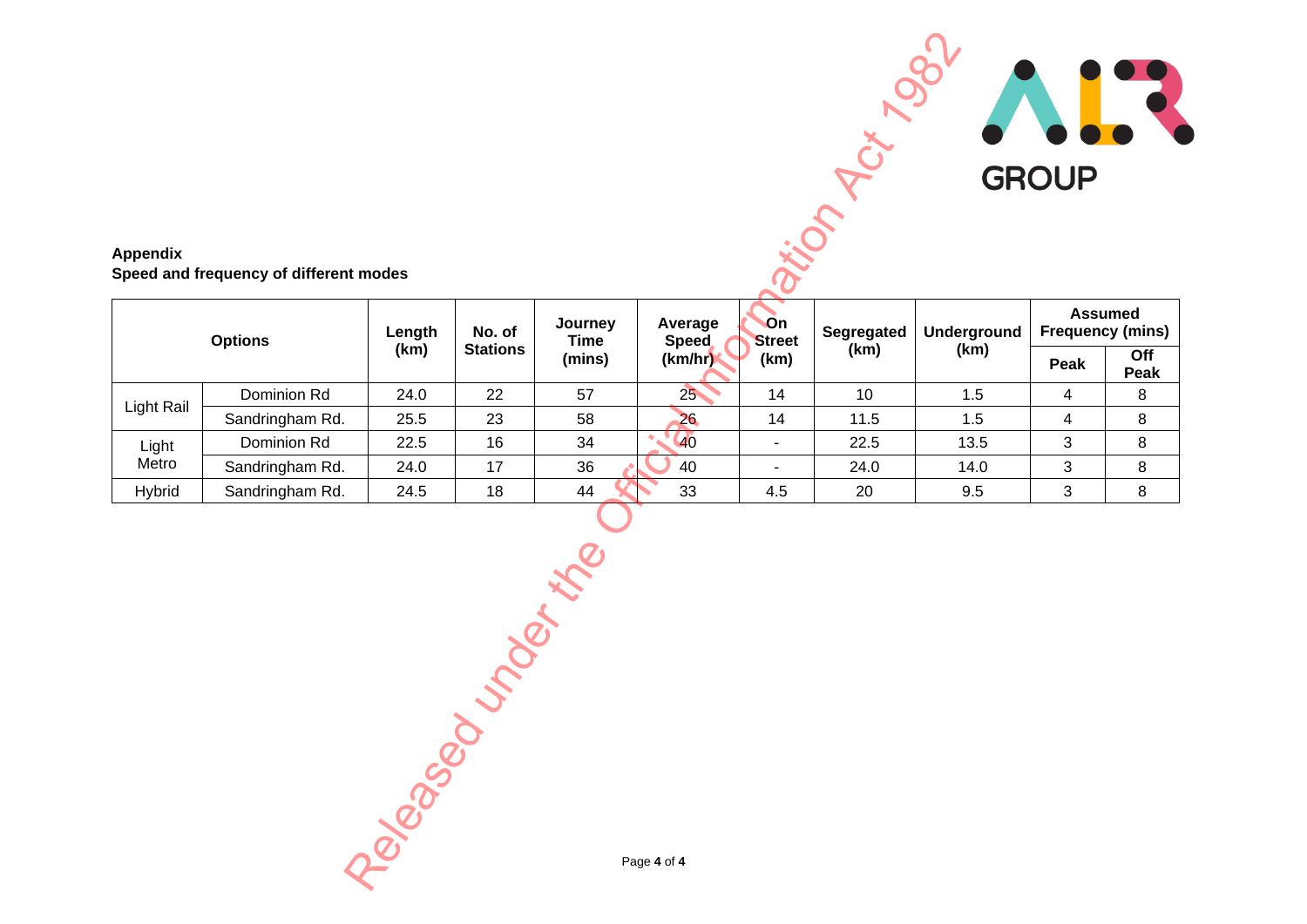**Appendix**
**Speed and frequency of different modes**

| Options | | Length (km) | No. of Stations | Journey Time (mins) | Average Speed (km/hr) | On Street (km) | Segregated (km) | Underground (km) | Assumed Frequency (mins) | |
|---|---|---|---|---|---|---|---|---|---|---|
| | | | | | | | | | Peak | Off Peak |
| Light Rail | Dominion Rd | 24.0 | 22 | 57 | 25 | 14 | 10 | 1.5 | 4 | 8 |
| | Sandringham Rd. | 25.5 | 23 | 58 | 26 | 14 | 11.5 | 1.5 | 4 | 8 |
| Light Metro | Dominion Rd | 22.5 | 16 | 34 | 40 | - | 22.5 | 13.5 | 3 | 8 |
| | Sandringham Rd. | 24.0 | 17 | 36 | 40 | - | 24.0 | 14.0 | 3 | 8 |
| Hybrid | Sandringham Rd. | 24.5 | 18 | 44 | 33 | 4.5 | 20 | 9.5 | 3 | 8 |

Released under the Official Information Act 1982